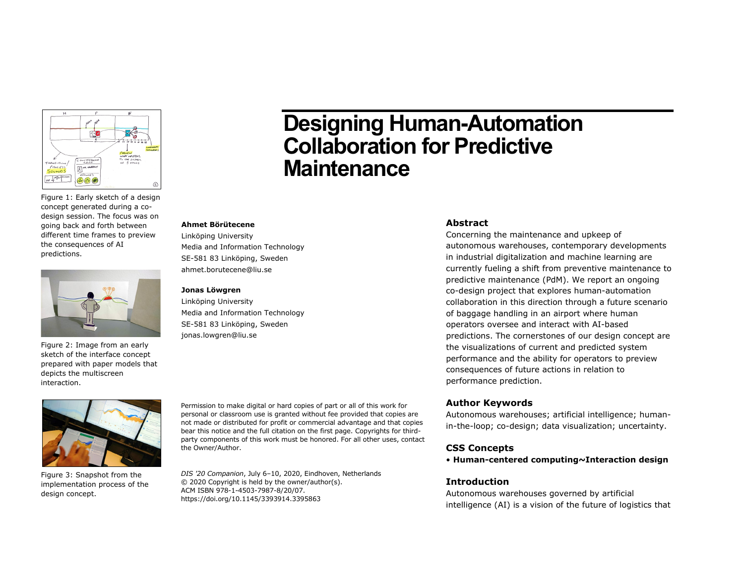# Designing Human-Automation Collaboration for Predictive Maintenance

Figure 1: Early sketch of a design concept generated during a co-design session. The focus was on going back and forth between different time frames to preview the consequences of AI predictions.

Figure 2: Image from an early sketch of the interface concept prepared with paper models that depicts the multiscreen interaction.

Figure 3: Snapshot from the implementation process of the design concept.

**Ahmet Börütecene**
Linköping University
Media and Information Technology
SE-581 83 Linköping, Sweden
ahmet.borutecene@liu.se

**Jonas Löwgren**
Linköping University
Media and Information Technology
SE-581 83 Linköping, Sweden
jonas.lowgren@liu.se

Permission to make digital or hard copies of part or all of this work for personal or classroom use is granted without fee provided that copies are not made or distributed for profit or commercial advantage and that copies bear this notice and the full citation on the first page. Copyrights for third-party components of this work must be honored. For all other uses, contact the Owner/Author.

*DIS '20 Companion*, July 6–10, 2020, Eindhoven, Netherlands
© 2020 Copyright is held by the owner/author(s).
ACM ISBN 978-1-4503-7987-8/20/07.
https://doi.org/10.1145/3393914.3395863

## Abstract

Concerning the maintenance and upkeep of autonomous warehouses, contemporary developments in industrial digitalization and machine learning are currently fueling a shift from preventive maintenance to predictive maintenance (PdM). We report an ongoing co-design project that explores human-automation collaboration in this direction through a future scenario of baggage handling in an airport where human operators oversee and interact with AI-based predictions. The cornerstones of our design concept are the visualizations of current and predicted system performance and the ability for operators to preview consequences of future actions in relation to performance prediction.

## Author Keywords

Autonomous warehouses; artificial intelligence; human-in-the-loop; co-design; data visualization; uncertainty.

## CSS Concepts

• **Human-centered computing~Interaction design**

## Introduction

Autonomous warehouses governed by artificial intelligence (AI) is a vision of the future of logistics that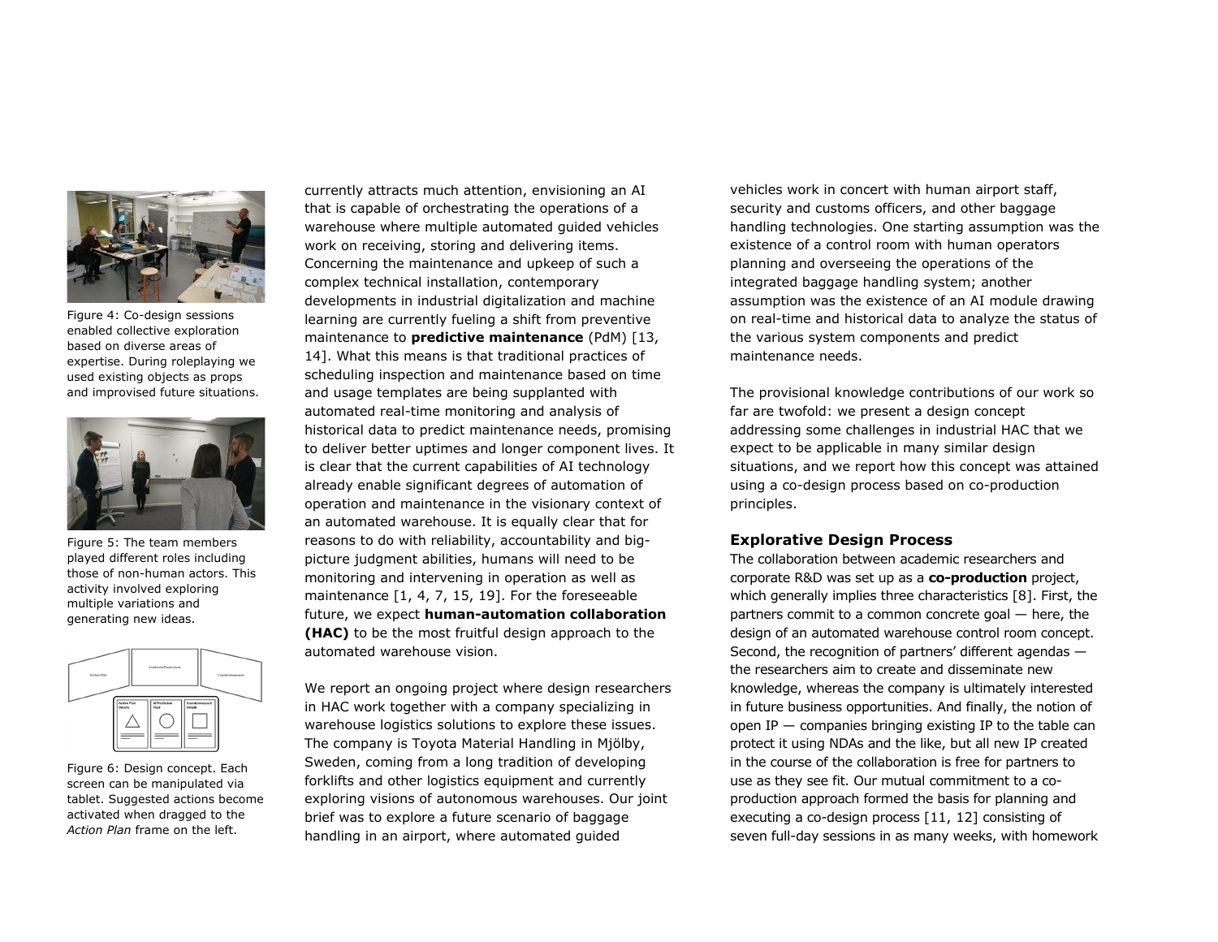Figure 4: Co-design sessions enabled collective exploration based on diverse areas of expertise. During roleplaying we used existing objects as props and improvised future situations.

Figure 5: The team members played different roles including those of non-human actors. This activity involved exploring multiple variations and generating new ideas.

Figure 6: Design concept. Each screen can be manipulated via tablet. Suggested actions become activated when dragged to the *Action Plan* frame on the left.

currently attracts much attention, envisioning an AI that is capable of orchestrating the operations of a warehouse where multiple automated guided vehicles work on receiving, storing and delivering items. Concerning the maintenance and upkeep of such a complex technical installation, contemporary developments in industrial digitalization and machine learning are currently fueling a shift from preventive maintenance to **predictive maintenance** (PdM) [13, 14]. What this means is that traditional practices of scheduling inspection and maintenance based on time and usage templates are being supplanted with automated real-time monitoring and analysis of historical data to predict maintenance needs, promising to deliver better uptimes and longer component lives. It is clear that the current capabilities of AI technology already enable significant degrees of automation of operation and maintenance in the visionary context of an automated warehouse. It is equally clear that for reasons to do with reliability, accountability and big-picture judgment abilities, humans will need to be monitoring and intervening in operation as well as maintenance [1, 4, 7, 15, 19]. For the foreseeable future, we expect **human-automation collaboration (HAC)** to be the most fruitful design approach to the automated warehouse vision.

We report an ongoing project where design researchers in HAC work together with a company specializing in warehouse logistics solutions to explore these issues. The company is Toyota Material Handling in Mjölby, Sweden, coming from a long tradition of developing forklifts and other logistics equipment and currently exploring visions of autonomous warehouses. Our joint brief was to explore a future scenario of baggage handling in an airport, where automated guided vehicles work in concert with human airport staff, security and customs officers, and other baggage handling technologies. One starting assumption was the existence of a control room with human operators planning and overseeing the operations of the integrated baggage handling system; another assumption was the existence of an AI module drawing on real-time and historical data to analyze the status of the various system components and predict maintenance needs.

The provisional knowledge contributions of our work so far are twofold: we present a design concept addressing some challenges in industrial HAC that we expect to be applicable in many similar design situations, and we report how this concept was attained using a co-design process based on co-production principles.

## Explorative Design Process

The collaboration between academic researchers and corporate R&D was set up as a **co-production** project, which generally implies three characteristics [8]. First, the partners commit to a common concrete goal — here, the design of an automated warehouse control room concept. Second, the recognition of partners' different agendas — the researchers aim to create and disseminate new knowledge, whereas the company is ultimately interested in future business opportunities. And finally, the notion of open IP — companies bringing existing IP to the table can protect it using NDAs and the like, but all new IP created in the course of the collaboration is free for partners to use as they see fit. Our mutual commitment to a co-production approach formed the basis for planning and executing a co-design process [11, 12] consisting of seven full-day sessions in as many weeks, with homework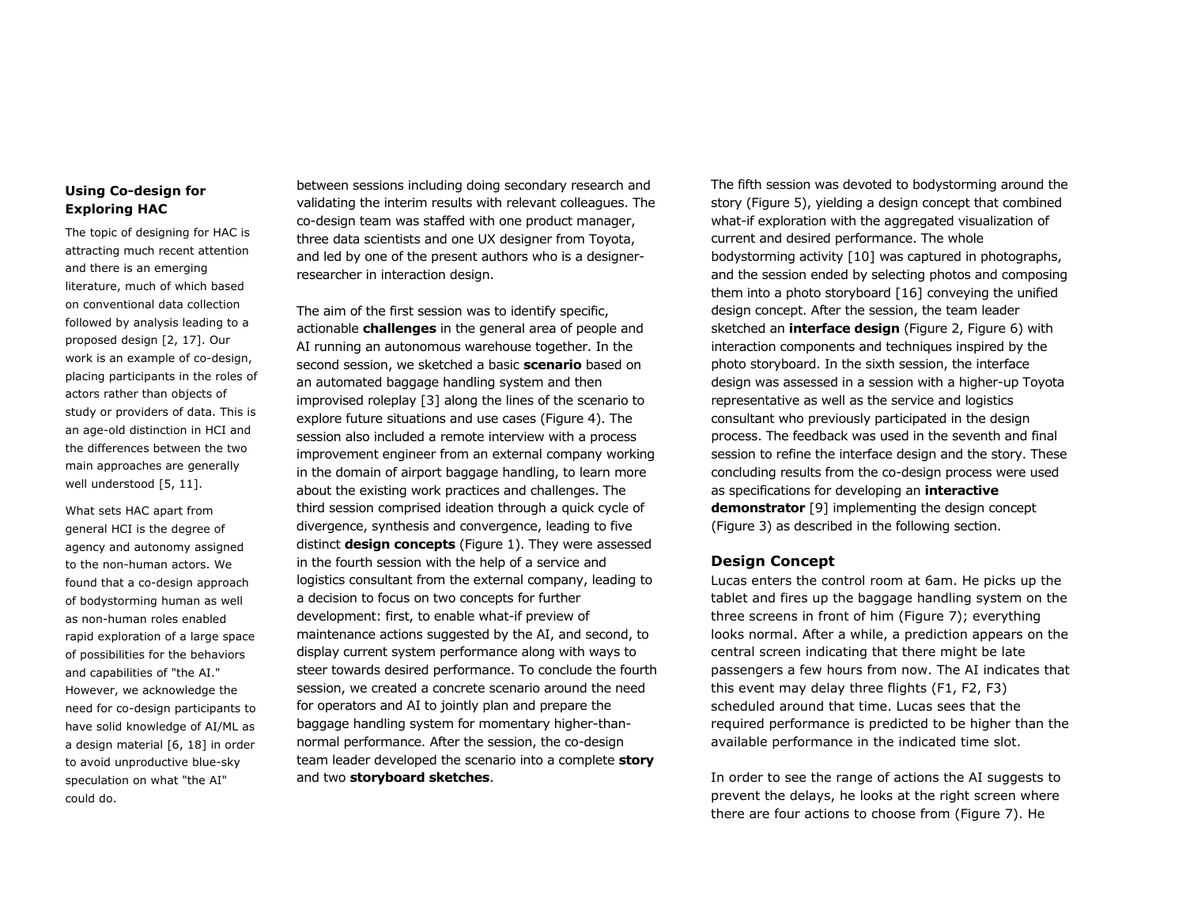### Using Co-design for Exploring HAC

The topic of designing for HAC is attracting much recent attention and there is an emerging literature, much of which based on conventional data collection followed by analysis leading to a proposed design [2, 17]. Our work is an example of co-design, placing participants in the roles of actors rather than objects of study or providers of data. This is an age-old distinction in HCI and the differences between the two main approaches are generally well understood [5, 11].

What sets HAC apart from general HCI is the degree of agency and autonomy assigned to the non-human actors. We found that a co-design approach of bodystorming human as well as non-human roles enabled rapid exploration of a large space of possibilities for the behaviors and capabilities of "the AI." However, we acknowledge the need for co-design participants to have solid knowledge of AI/ML as a design material [6, 18] in order to avoid unproductive blue-sky speculation on what "the AI" could do.

between sessions including doing secondary research and validating the interim results with relevant colleagues. The co-design team was staffed with one product manager, three data scientists and one UX designer from Toyota, and led by one of the present authors who is a designer-researcher in interaction design.

The aim of the first session was to identify specific, actionable **challenges** in the general area of people and AI running an autonomous warehouse together. In the second session, we sketched a basic **scenario** based on an automated baggage handling system and then improvised roleplay [3] along the lines of the scenario to explore future situations and use cases (Figure 4). The session also included a remote interview with a process improvement engineer from an external company working in the domain of airport baggage handling, to learn more about the existing work practices and challenges. The third session comprised ideation through a quick cycle of divergence, synthesis and convergence, leading to five distinct **design concepts** (Figure 1). They were assessed in the fourth session with the help of a service and logistics consultant from the external company, leading to a decision to focus on two concepts for further development: first, to enable what-if preview of maintenance actions suggested by the AI, and second, to display current system performance along with ways to steer towards desired performance. To conclude the fourth session, we created a concrete scenario around the need for operators and AI to jointly plan and prepare the baggage handling system for momentary higher-than-normal performance. After the session, the co-design team leader developed the scenario into a complete **story** and two **storyboard sketches**.

The fifth session was devoted to bodystorming around the story (Figure 5), yielding a design concept that combined what-if exploration with the aggregated visualization of current and desired performance. The whole bodystorming activity [10] was captured in photographs, and the session ended by selecting photos and composing them into a photo storyboard [16] conveying the unified design concept. After the session, the team leader sketched an **interface design** (Figure 2, Figure 6) with interaction components and techniques inspired by the photo storyboard. In the sixth session, the interface design was assessed in a session with a higher-up Toyota representative as well as the service and logistics consultant who previously participated in the design process. The feedback was used in the seventh and final session to refine the interface design and the story. These concluding results from the co-design process were used as specifications for developing an **interactive demonstrator** [9] implementing the design concept (Figure 3) as described in the following section.

## Design Concept

Lucas enters the control room at 6am. He picks up the tablet and fires up the baggage handling system on the three screens in front of him (Figure 7); everything looks normal. After a while, a prediction appears on the central screen indicating that there might be late passengers a few hours from now. The AI indicates that this event may delay three flights (F1, F2, F3) scheduled around that time. Lucas sees that the required performance is predicted to be higher than the available performance in the indicated time slot.

In order to see the range of actions the AI suggests to prevent the delays, he looks at the right screen where there are four actions to choose from (Figure 7). He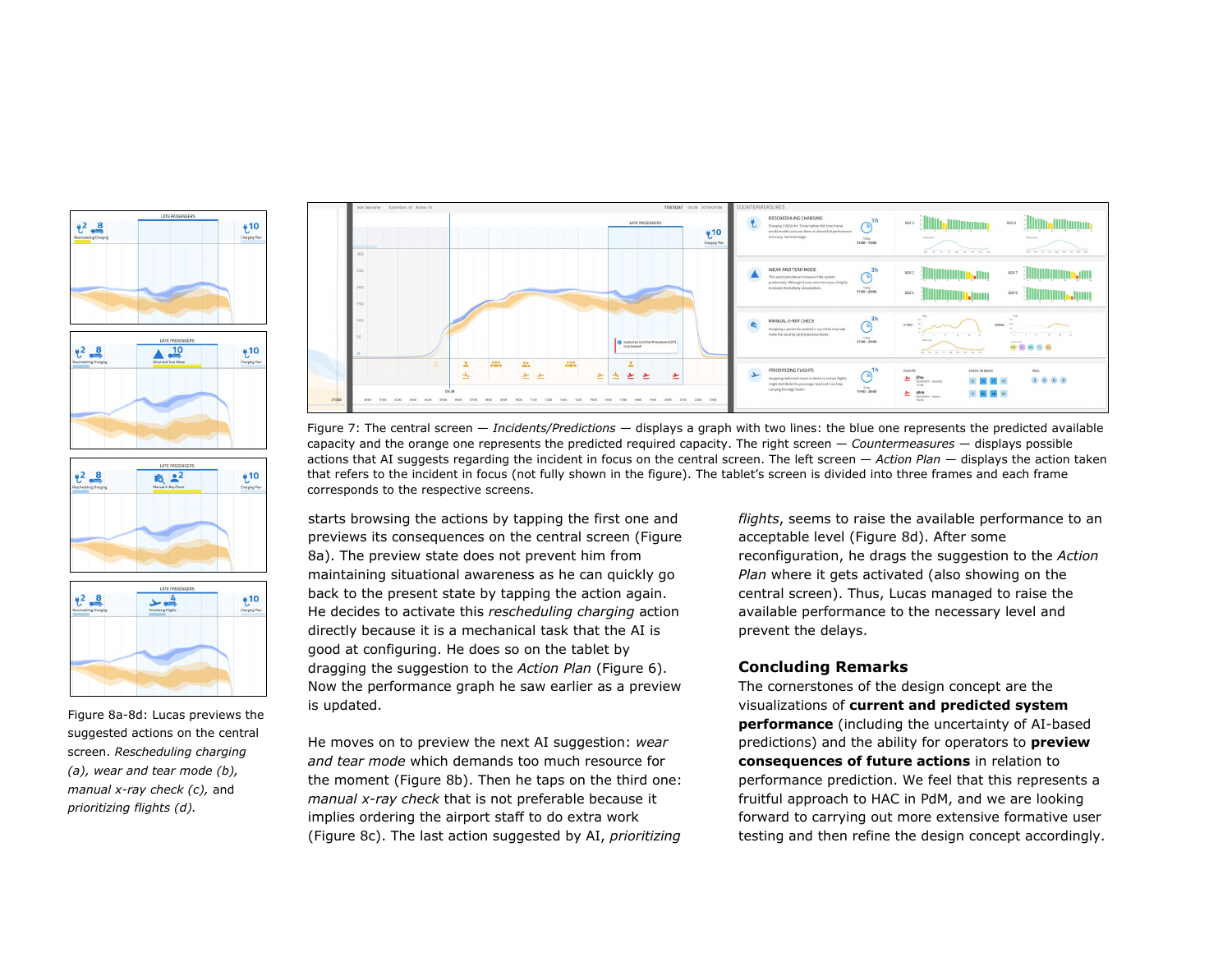Figure 7: The central screen — *Incidents/Predictions* — displays a graph with two lines: the blue one represents the predicted available capacity and the orange one represents the predicted required capacity. The right screen — *Countermeasures* — displays possible actions that AI suggests regarding the incident in focus on the central screen. The left screen — *Action Plan* — displays the action taken that refers to the incident in focus (not fully shown in the figure). The tablet's screen is divided into three frames and each frame corresponds to the respective screens.

Figure 8a-8d: Lucas previews the suggested actions on the central screen. *Rescheduling charging (a), wear and tear mode (b), manual x-ray check (c),* and *prioritizing flights (d).*

starts browsing the actions by tapping the first one and previews its consequences on the central screen (Figure 8a). The preview state does not prevent him from maintaining situational awareness as he can quickly go back to the present state by tapping the action again. He decides to activate this *rescheduling charging* action directly because it is a mechanical task that the AI is good at configuring. He does so on the tablet by dragging the suggestion to the *Action Plan* (Figure 6). Now the performance graph he saw earlier as a preview is updated.

He moves on to preview the next AI suggestion: *wear and tear mode* which demands too much resource for the moment (Figure 8b). Then he taps on the third one: *manual x-ray check* that is not preferable because it implies ordering the airport staff to do extra work (Figure 8c). The last action suggested by AI, *prioritizing flights*, seems to raise the available performance to an acceptable level (Figure 8d). After some reconfiguration, he drags the suggestion to the *Action Plan* where it gets activated (also showing on the central screen). Thus, Lucas managed to raise the available performance to the necessary level and prevent the delays.

## Concluding Remarks

The cornerstones of the design concept are the visualizations of **current and predicted system performance** (including the uncertainty of AI-based predictions) and the ability for operators to **preview consequences of future actions** in relation to performance prediction. We feel that this represents a fruitful approach to HAC in PdM, and we are looking forward to carrying out more extensive formative user testing and then refine the design concept accordingly.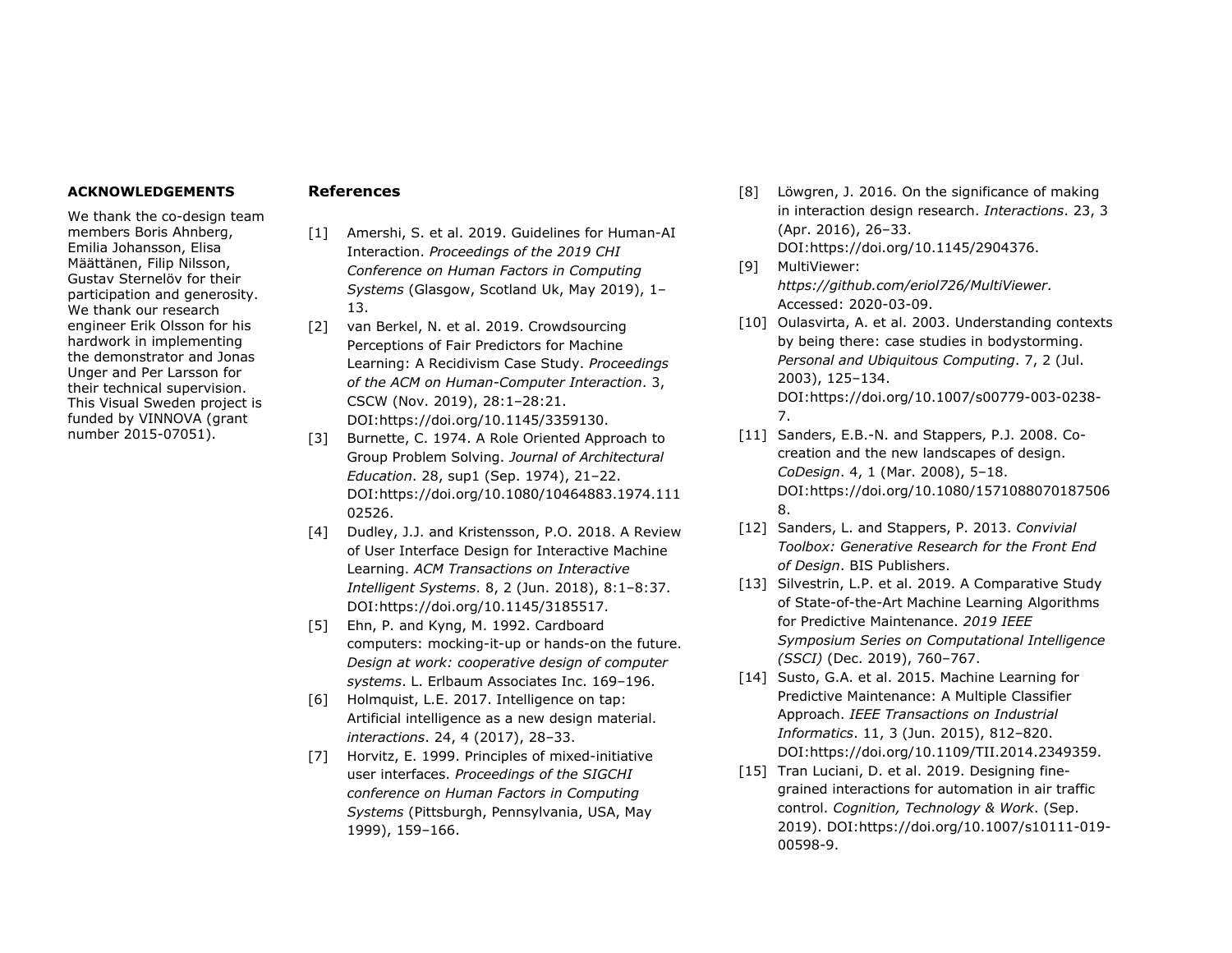## ACKNOWLEDGEMENTS

We thank the co-design team members Boris Ahnberg, Emilia Johansson, Elisa Määttänen, Filip Nilsson, Gustav Sternelöv for their participation and generosity. We thank our research engineer Erik Olsson for his hardwork in implementing the demonstrator and Jonas Unger and Per Larsson for their technical supervision. This Visual Sweden project is funded by VINNOVA (grant number 2015-07051).

## References

[1] Amershi, S. et al. 2019. Guidelines for Human-AI Interaction. *Proceedings of the 2019 CHI Conference on Human Factors in Computing Systems* (Glasgow, Scotland Uk, May 2019), 1–13.

[2] van Berkel, N. et al. 2019. Crowdsourcing Perceptions of Fair Predictors for Machine Learning: A Recidivism Case Study. *Proceedings of the ACM on Human-Computer Interaction*. 3, CSCW (Nov. 2019), 28:1–28:21. DOI:https://doi.org/10.1145/3359130.

[3] Burnette, C. 1974. A Role Oriented Approach to Group Problem Solving. *Journal of Architectural Education*. 28, sup1 (Sep. 1974), 21–22. DOI:https://doi.org/10.1080/10464883.1974.11102526.

[4] Dudley, J.J. and Kristensson, P.O. 2018. A Review of User Interface Design for Interactive Machine Learning. *ACM Transactions on Interactive Intelligent Systems*. 8, 2 (Jun. 2018), 8:1–8:37. DOI:https://doi.org/10.1145/3185517.

[5] Ehn, P. and Kyng, M. 1992. Cardboard computers: mocking-it-up or hands-on the future. *Design at work: cooperative design of computer systems*. L. Erlbaum Associates Inc. 169–196.

[6] Holmquist, L.E. 2017. Intelligence on tap: Artificial intelligence as a new design material. *interactions*. 24, 4 (2017), 28–33.

[7] Horvitz, E. 1999. Principles of mixed-initiative user interfaces. *Proceedings of the SIGCHI conference on Human Factors in Computing Systems* (Pittsburgh, Pennsylvania, USA, May 1999), 159–166.

[8] Löwgren, J. 2016. On the significance of making in interaction design research. *Interactions*. 23, 3 (Apr. 2016), 26–33. DOI:https://doi.org/10.1145/2904376.

[9] MultiViewer: *https://github.com/eriol726/MultiViewer*. Accessed: 2020-03-09.

[10] Oulasvirta, A. et al. 2003. Understanding contexts by being there: case studies in bodystorming. *Personal and Ubiquitous Computing*. 7, 2 (Jul. 2003), 125–134. DOI:https://doi.org/10.1007/s00779-003-0238-7.

[11] Sanders, E.B.-N. and Stappers, P.J. 2008. Co-creation and the new landscapes of design. *CoDesign*. 4, 1 (Mar. 2008), 5–18. DOI:https://doi.org/10.1080/15710880701875068.

[12] Sanders, L. and Stappers, P. 2013. *Convivial Toolbox: Generative Research for the Front End of Design*. BIS Publishers.

[13] Silvestrin, L.P. et al. 2019. A Comparative Study of State-of-the-Art Machine Learning Algorithms for Predictive Maintenance. *2019 IEEE Symposium Series on Computational Intelligence (SSCI)* (Dec. 2019), 760–767.

[14] Susto, G.A. et al. 2015. Machine Learning for Predictive Maintenance: A Multiple Classifier Approach. *IEEE Transactions on Industrial Informatics*. 11, 3 (Jun. 2015), 812–820. DOI:https://doi.org/10.1109/TII.2014.2349359.

[15] Tran Luciani, D. et al. 2019. Designing fine-grained interactions for automation in air traffic control. *Cognition, Technology & Work*. (Sep. 2019). DOI:https://doi.org/10.1007/s10111-019-00598-9.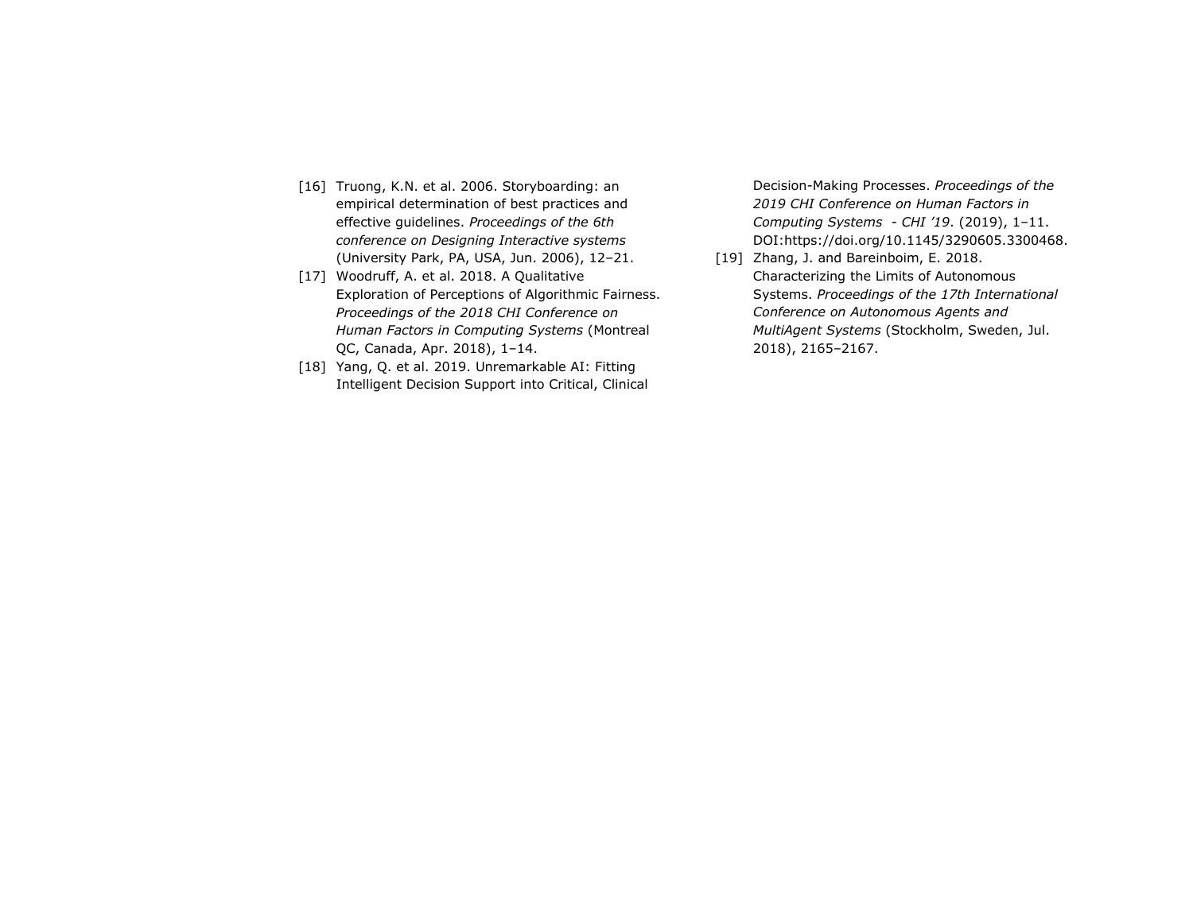[16] Truong, K.N. et al. 2006. Storyboarding: an empirical determination of best practices and effective guidelines. *Proceedings of the 6th conference on Designing Interactive systems* (University Park, PA, USA, Jun. 2006), 12–21.

[17] Woodruff, A. et al. 2018. A Qualitative Exploration of Perceptions of Algorithmic Fairness. *Proceedings of the 2018 CHI Conference on Human Factors in Computing Systems* (Montreal QC, Canada, Apr. 2018), 1–14.

[18] Yang, Q. et al. 2019. Unremarkable AI: Fitting Intelligent Decision Support into Critical, Clinical Decision-Making Processes. *Proceedings of the 2019 CHI Conference on Human Factors in Computing Systems - CHI '19*. (2019), 1–11. DOI:https://doi.org/10.1145/3290605.3300468.

[19] Zhang, J. and Bareinboim, E. 2018. Characterizing the Limits of Autonomous Systems. *Proceedings of the 17th International Conference on Autonomous Agents and MultiAgent Systems* (Stockholm, Sweden, Jul. 2018), 2165–2167.